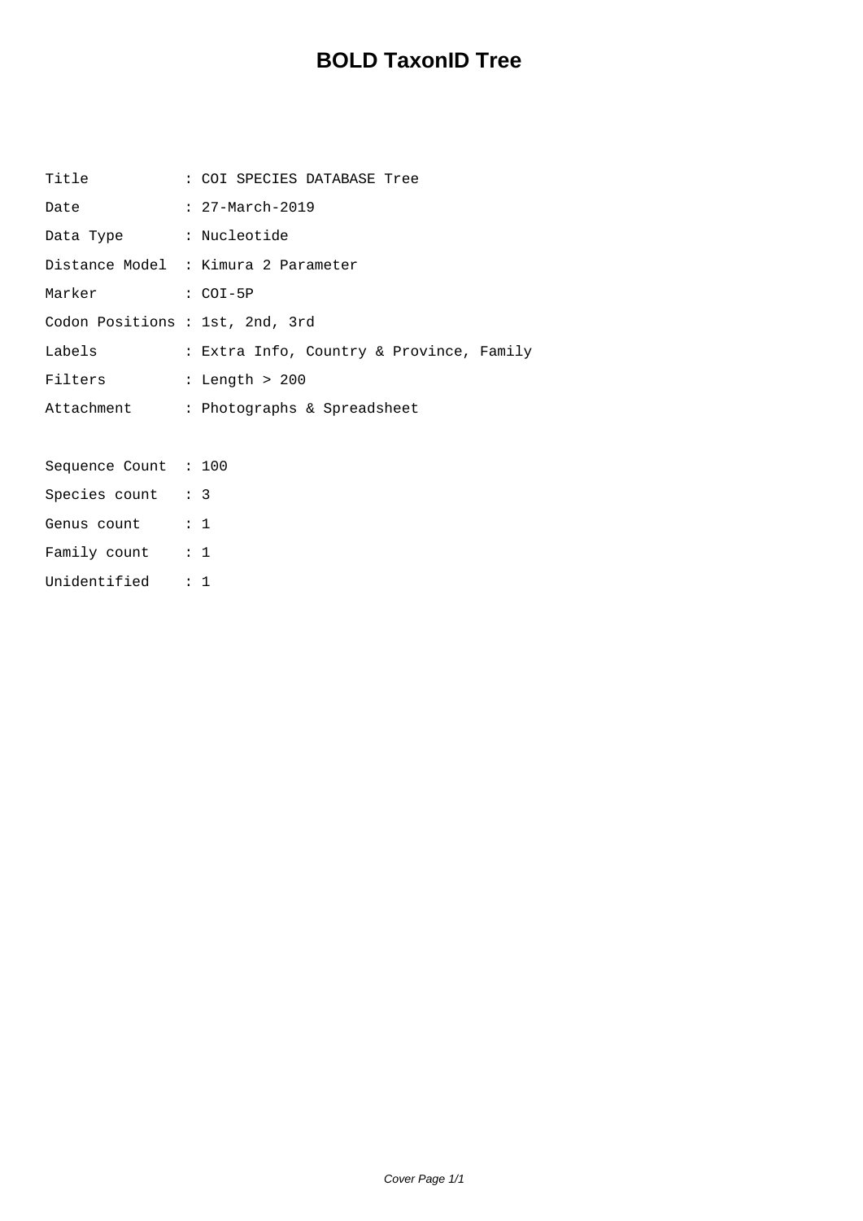# BOLD TaxonID Tree

```
Title           : COI SPECIES DATABASE Tree
Date            : 27-March-2019
Data Type       : Nucleotide
Distance Model  : Kimura 2 Parameter
Marker          : COI-5P
Codon Positions : 1st, 2nd, 3rd
Labels          : Extra Info, Country & Province, Family
Filters         : Length > 200
Attachment      : Photographs & Spreadsheet

Sequence Count  : 100
Species count   : 3
Genus count     : 1
Family count    : 1
Unidentified    : 1
```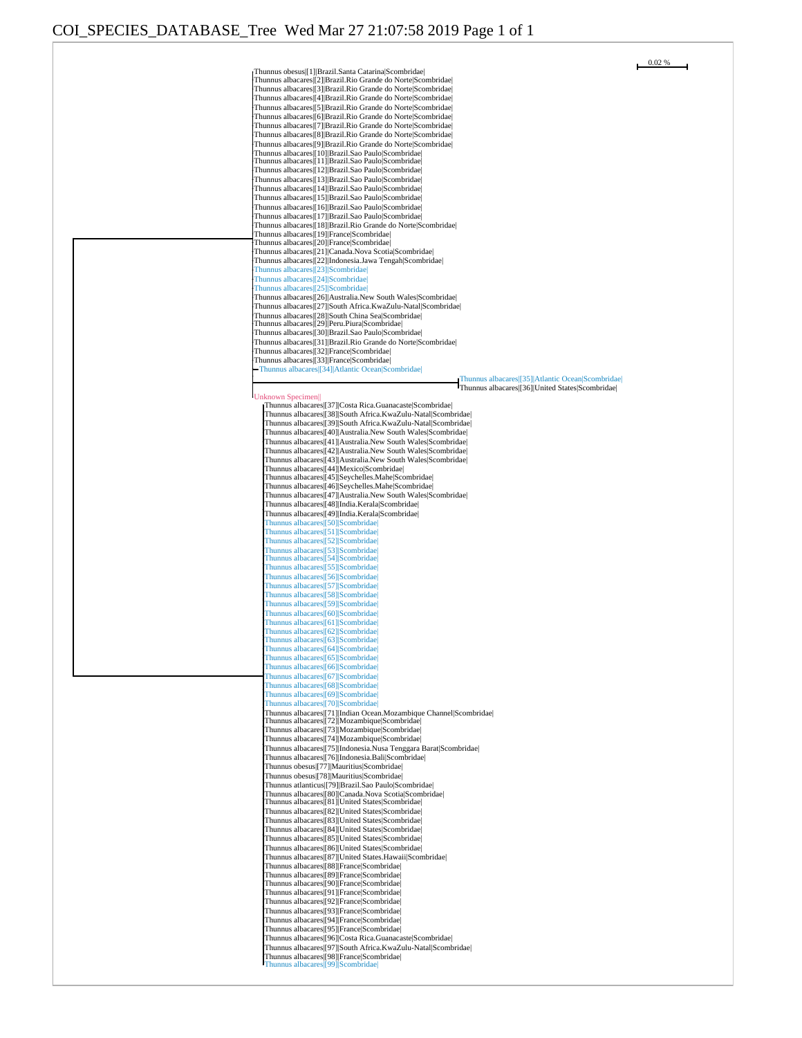# COI_SPECIES_DATABASE_Tree Wed Mar 27 21:07:58 2019 Page 1 of 1

0.02 %

Thunnus obesus|[1]|Brazil.Santa Catarina|Scombridae|
Thunnus albacares|[2]|Brazil.Rio Grande do Norte|Scombridae|
Thunnus albacares|[3]|Brazil.Rio Grande do Norte|Scombridae|
Thunnus albacares|[4]|Brazil.Rio Grande do Norte|Scombridae|
Thunnus albacares|[5]|Brazil.Rio Grande do Norte|Scombridae|
Thunnus albacares|[6]|Brazil.Rio Grande do Norte|Scombridae|
Thunnus albacares|[7]|Brazil.Rio Grande do Norte|Scombridae|
Thunnus albacares|[8]|Brazil.Rio Grande do Norte|Scombridae|
Thunnus albacares|[9]|Brazil.Rio Grande do Norte|Scombridae|
Thunnus albacares|[10]|Brazil.Sao Paulo|Scombridae|
Thunnus albacares|[11]|Brazil.Sao Paulo|Scombridae|
Thunnus albacares|[12]|Brazil.Sao Paulo|Scombridae|
Thunnus albacares|[13]|Brazil.Sao Paulo|Scombridae|
Thunnus albacares|[14]|Brazil.Sao Paulo|Scombridae|
Thunnus albacares|[15]|Brazil.Sao Paulo|Scombridae|
Thunnus albacares|[16]|Brazil.Sao Paulo|Scombridae|
Thunnus albacares|[17]|Brazil.Sao Paulo|Scombridae|
Thunnus albacares|[18]|Brazil.Rio Grande do Norte|Scombridae|
Thunnus albacares|[19]|France|Scombridae|
Thunnus albacares|[20]|France|Scombridae|
Thunnus albacares|[21]|Canada.Nova Scotia|Scombridae|
Thunnus albacares|[22]|Indonesia.Jawa Tengah|Scombridae|
Thunnus albacares|[23]|Scombridae|
Thunnus albacares|[24]|Scombridae|
Thunnus albacares|[25]|Scombridae|
Thunnus albacares|[26]|Australia.New South Wales|Scombridae|
Thunnus albacares|[27]|South Africa.KwaZulu-Natal|Scombridae|
Thunnus albacares|[28]|South China Sea|Scombridae|
Thunnus albacares|[29]|Peru.Piura|Scombridae|
Thunnus albacares|[30]|Brazil.Sao Paulo|Scombridae|
Thunnus albacares|[31]|Brazil.Rio Grande do Norte|Scombridae|
Thunnus albacares|[32]|France|Scombridae|
Thunnus albacares|[33]|France|Scombridae|
Thunnus albacares|[34]|Atlantic Ocean|Scombridae|
Thunnus albacares|[35]|Atlantic Ocean|Scombridae|
Thunnus albacares|[36]|United States|Scombridae|
Unknown Specimen||
Thunnus albacares|[37]|Costa Rica.Guanacaste|Scombridae|
Thunnus albacares|[38]|South Africa.KwaZulu-Natal|Scombridae|
Thunnus albacares|[39]|South Africa.KwaZulu-Natal|Scombridae|
Thunnus albacares|[40]|Australia.New South Wales|Scombridae|
Thunnus albacares|[41]|Australia.New South Wales|Scombridae|
Thunnus albacares|[42]|Australia.New South Wales|Scombridae|
Thunnus albacares|[43]|Australia.New South Wales|Scombridae|
Thunnus albacares|[44]|Mexico|Scombridae|
Thunnus albacares|[45]|Seychelles.Mahe|Scombridae|
Thunnus albacares|[46]|Seychelles.Mahe|Scombridae|
Thunnus albacares|[47]|Australia.New South Wales|Scombridae|
Thunnus albacares|[48]|India.Kerala|Scombridae|
Thunnus albacares|[49]|India.Kerala|Scombridae|
Thunnus albacares|[50]|Scombridae|
Thunnus albacares|[51]|Scombridae|
Thunnus albacares|[52]|Scombridae|
Thunnus albacares|[53]|Scombridae|
Thunnus albacares|[54]|Scombridae|
Thunnus albacares|[55]|Scombridae|
Thunnus albacares|[56]|Scombridae|
Thunnus albacares|[57]|Scombridae|
Thunnus albacares|[58]|Scombridae|
Thunnus albacares|[59]|Scombridae|
Thunnus albacares|[60]|Scombridae|
Thunnus albacares|[61]|Scombridae|
Thunnus albacares|[62]|Scombridae|
Thunnus albacares|[63]|Scombridae|
Thunnus albacares|[64]|Scombridae|
Thunnus albacares|[65]|Scombridae|
Thunnus albacares|[66]|Scombridae|
Thunnus albacares|[67]|Scombridae|
Thunnus albacares|[68]|Scombridae|
Thunnus albacares|[69]|Scombridae|
Thunnus albacares|[70]|Scombridae|
Thunnus albacares|[71]|Indian Ocean.Mozambique Channel|Scombridae|
Thunnus albacares|[72]|Mozambique|Scombridae|
Thunnus albacares|[73]|Mozambique|Scombridae|
Thunnus albacares|[74]|Mozambique|Scombridae|
Thunnus albacares|[75]|Indonesia.Nusa Tenggara Barat|Scombridae|
Thunnus albacares|[76]|Indonesia.Bali|Scombridae|
Thunnus obesus|[77]|Mauritius|Scombridae|
Thunnus obesus|[78]|Mauritius|Scombridae|
Thunnus atlanticus|[79]|Brazil.Sao Paulo|Scombridae|
Thunnus albacares|[80]|Canada.Nova Scotia|Scombridae|
Thunnus albacares|[81]|United States|Scombridae|
Thunnus albacares|[82]|United States|Scombridae|
Thunnus albacares|[83]|United States|Scombridae|
Thunnus albacares|[84]|United States|Scombridae|
Thunnus albacares|[85]|United States|Scombridae|
Thunnus albacares|[86]|United States|Scombridae|
Thunnus albacares|[87]|United States.Hawaii|Scombridae|
Thunnus albacares|[88]|France|Scombridae|
Thunnus albacares|[89]|France|Scombridae|
Thunnus albacares|[90]|France|Scombridae|
Thunnus albacares|[91]|France|Scombridae|
Thunnus albacares|[92]|France|Scombridae|
Thunnus albacares|[93]|France|Scombridae|
Thunnus albacares|[94]|France|Scombridae|
Thunnus albacares|[95]|France|Scombridae|
Thunnus albacares|[96]|Costa Rica.Guanacaste|Scombridae|
Thunnus albacares|[97]|South Africa.KwaZulu-Natal|Scombridae|
Thunnus albacares|[98]|France|Scombridae|
Thunnus albacares|[99]|Scombridae|